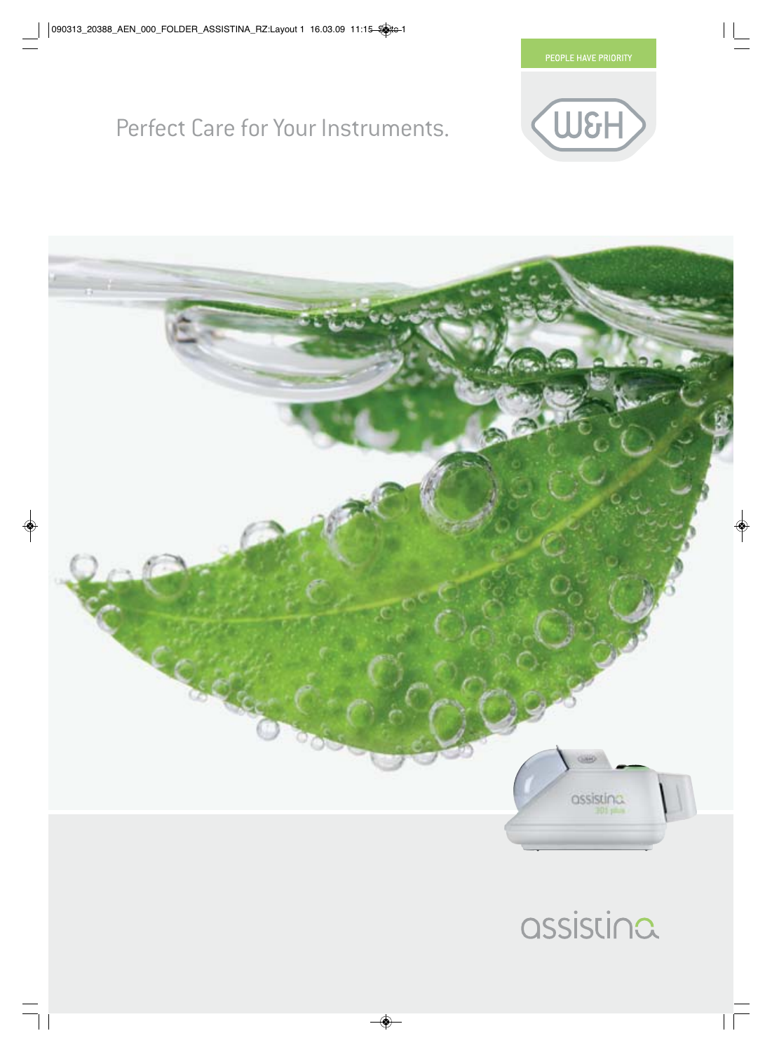PEOPLE HAVE PRIORITY

W&H

# Perfect Care for Your Instruments.

assistina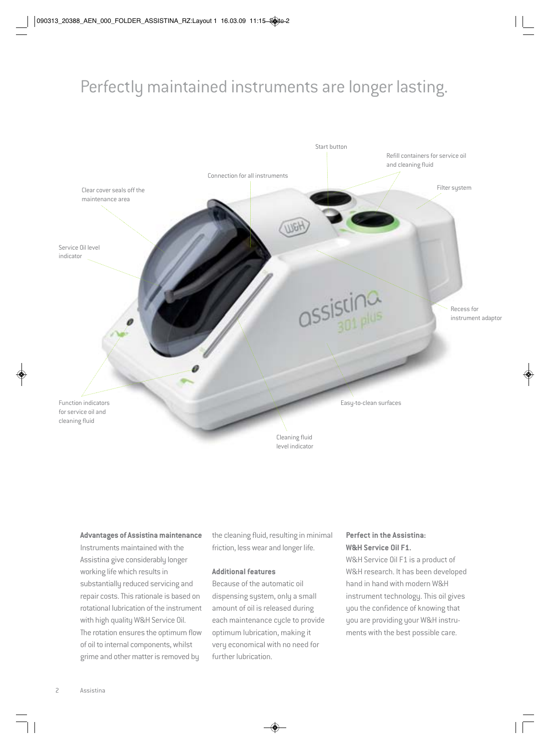# Perfectly maintained instruments are longer lasting.

Start button

Refill containers for service oil and cleaning fluid

Connection for all instruments

Filter system

Clear cover seals off the maintenance area

Service Oil level indicator

Recess for instrument adaptor

Function indicators for service oil and cleaning fluid

Easy-to-clean surfaces

Cleaning fluid level indicator

**Advantages of Assistina maintenance**
Instruments maintained with the Assistina give considerably longer working life which results in substantially reduced servicing and repair costs. This rationale is based on rotational lubrication of the instrument with high quality W&H Service Oil. The rotation ensures the optimum flow of oil to internal components, whilst grime and other matter is removed by the cleaning fluid, resulting in minimal friction, less wear and longer life.

**Additional features**
Because of the automatic oil dispensing system, only a small amount of oil is released during each maintenance cycle to provide optimum lubrication, making it very economical with no need for further lubrication.

**Perfect in the Assistina: W&H Service Oil F1.**
W&H Service Oil F1 is a product of W&H research. It has been developed hand in hand with modern W&H instrument technology. This oil gives you the confidence of knowing that you are providing your W&H instruments with the best possible care.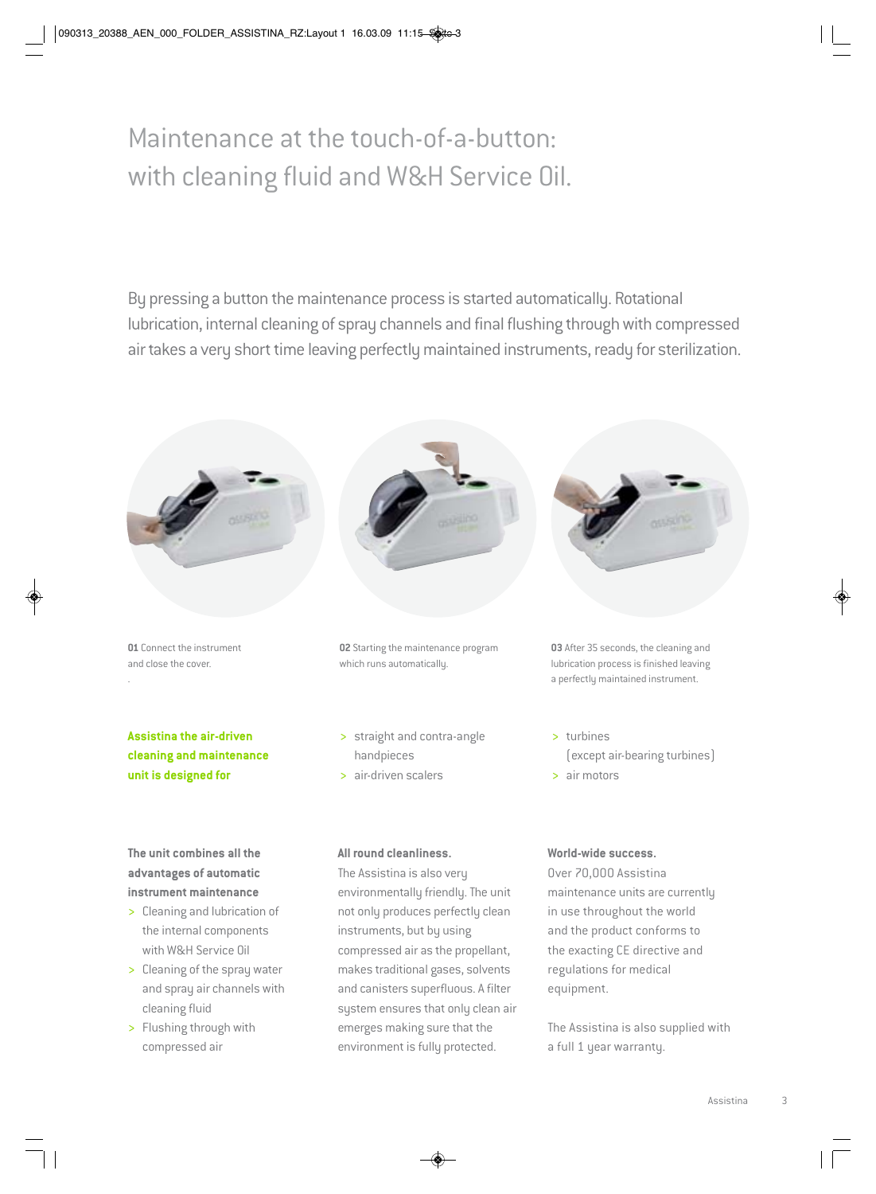# Maintenance at the touch-of-a-button: with cleaning fluid and W&H Service Oil.

By pressing a button the maintenance process is started automatically. Rotational lubrication, internal cleaning of spray channels and final flushing through with compressed air takes a very short time leaving perfectly maintained instruments, ready for sterilization.

**01** Connect the instrument and close the cover.

**02** Starting the maintenance program which runs automatically.

**03** After 35 seconds, the cleaning and lubrication process is finished leaving a perfectly maintained instrument.

**Assistina the air-driven cleaning and maintenance unit is designed for**

> straight and contra-angle handpieces
> air-driven scalers
> turbines (except air-bearing turbines)
> air motors

**The unit combines all the advantages of automatic instrument maintenance**

> Cleaning and lubrication of the internal components with W&H Service Oil
> Cleaning of the spray water and spray air channels with cleaning fluid
> Flushing through with compressed air

**All round cleanliness.**

The Assistina is also very environmentally friendly. The unit not only produces perfectly clean instruments, but by using compressed air as the propellant, makes traditional gases, solvents and canisters superfluous. A filter system ensures that only clean air emerges making sure that the environment is fully protected.

**World-wide success.**

Over 70,000 Assistina maintenance units are currently in use throughout the world and the product conforms to the exacting CE directive and regulations for medical equipment.

The Assistina is also supplied with a full 1 year warranty.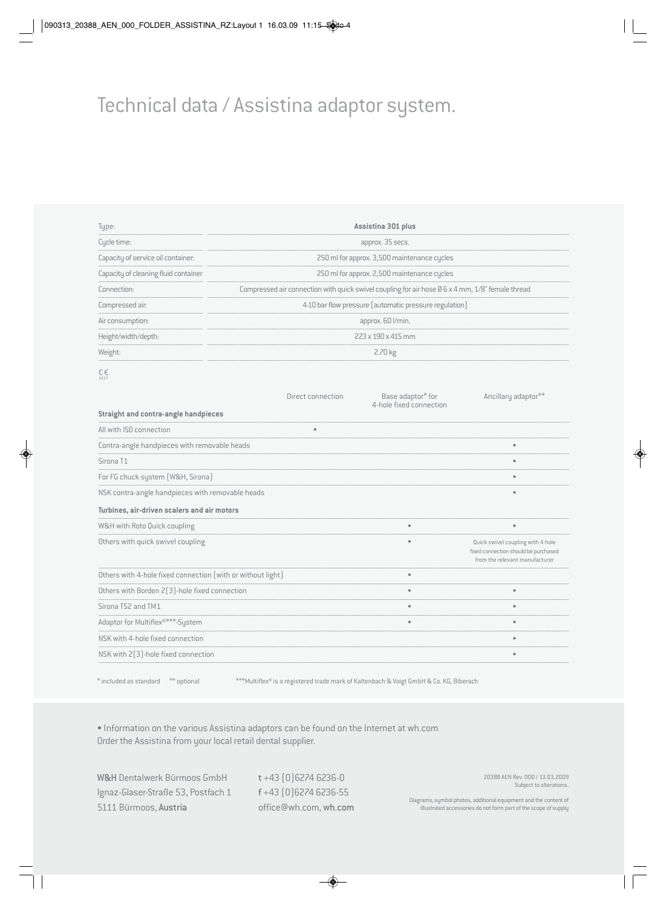# Technical data / Assistina adaptor system.

| Type: | Assistina 301 plus |
|---|---|
| Cycle time: | approx. 35 secs. |
| Capacity of service oil container: | 250 ml for approx. 3,500 maintenance cycles |
| Capacity of cleaning fluid container | 250 ml for approx. 2,500 maintenance cycles |
| Connection: | Compressed air connection with quick swivel coupling for air hose Ø 6 x 4 mm, 1/8" female thread |
| Compressed air: | 4-10 bar flow pressure (automatic pressure regulation) |
| Air consumption: | approx. 60 l/min. |
| Height/width/depth: | 223 x 190 x 415 mm |
| Weight: | 2.70 kg |

CE 0297

| | Direct connection | Base adaptor* for 4-hole fixed connection | Ancillary adaptor** |
|---|---|---|---|
| **Straight and contra-angle handpieces** | | | |
| All with ISO connection | • | | |
| Contra-angle handpieces with removable heads | | | • |
| Sirona T1 | | | • |
| For FG chuck system (W&H, Sirona) | | | • |
| NSK contra-angle handpieces with removable heads | | | • |
| **Turbines, air-driven scalers and air motors** | | | |
| W&H with Roto Quick coupling | | • | • |
| Others with quick swivel coupling | | • | Quick swivel coupling with 4-hole fixed connection should be purchased from the relevant manufacturer |
| Others with 4-hole fixed connection (with or without light) | | • | |
| Others with Borden 2(3)-hole fixed connection | | • | • |
| Sirona TS2 and TM1 | | • | • |
| Adaptor for Multiflex®***-System | | • | • |
| NSK with 4-hole fixed connection | | | • |
| NSK with 2(3)-hole fixed connection | | | • |

* included as standard ** optional ***Multiflex® is a registered trade mark of Kaltenbach & Voigt GmbH & Co. KG, Biberach

• Information on the various Assistina adaptors can be found on the Internet at wh.com
Order the Assistina from your local retail dental supplier.

W&H Dentalwerk Bürmoos GmbH
Ignaz-Glaser-Straße 53, Postfach 1
5111 Bürmoos, Austria

t +43 (0)6274 6236-0
f +43 (0)6274 6236-55
office@wh.com, wh.com

20388 AEN Rev. 000 / 13.03.2009
Subject to alterations.

Diagrams, symbol photos, additional equipment and the content of illustrated accessories do not form part of the scope of supply